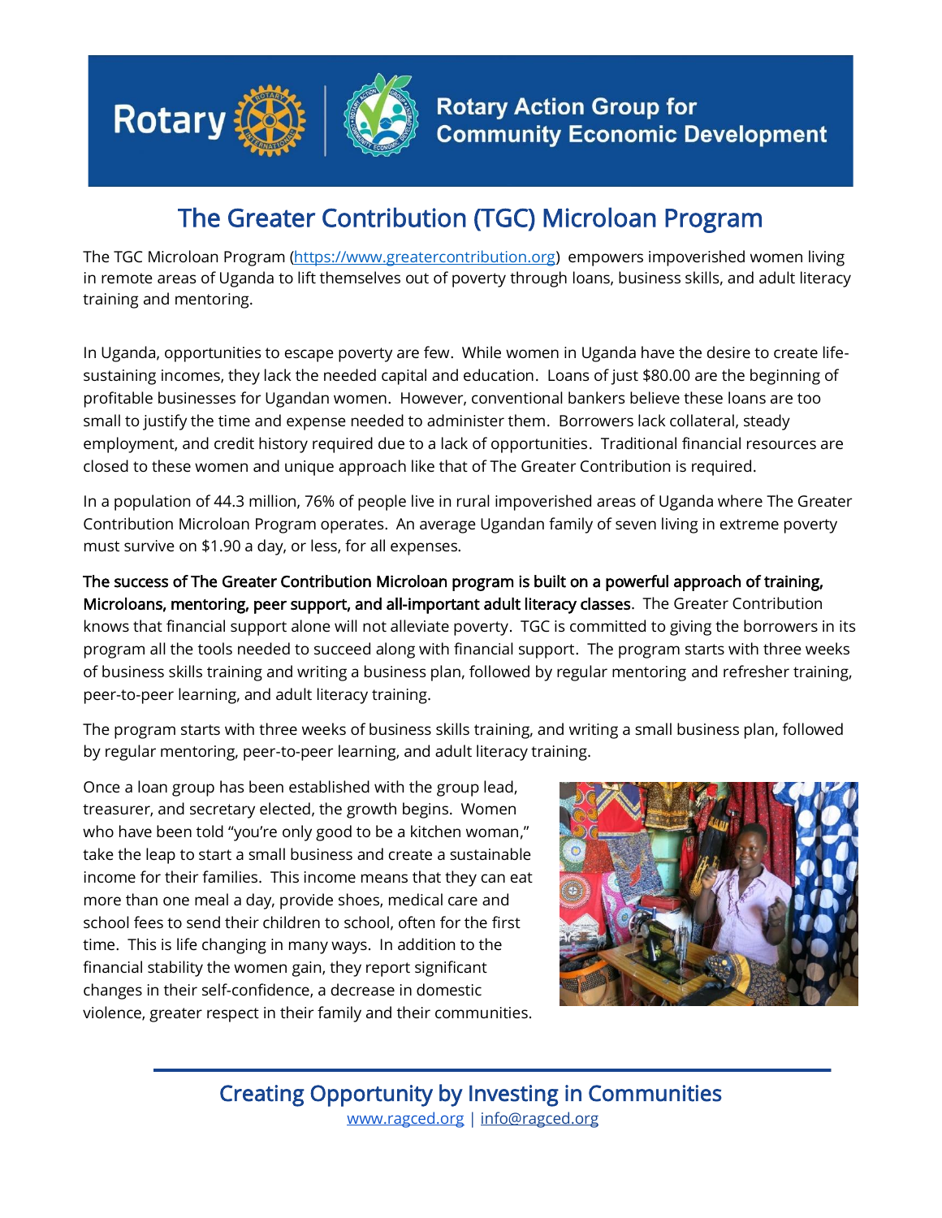Rotary Action Group for Community Economic Development

# The Greater Contribution (TGC) Microloan Program

The TGC Microloan Program (https://www.greatercontribution.org) empowers impoverished women living in remote areas of Uganda to lift themselves out of poverty through loans, business skills, and adult literacy training and mentoring.

In Uganda, opportunities to escape poverty are few. While women in Uganda have the desire to create life-sustaining incomes, they lack the needed capital and education. Loans of just $80.00 are the beginning of profitable businesses for Ugandan women. However, conventional bankers believe these loans are too small to justify the time and expense needed to administer them. Borrowers lack collateral, steady employment, and credit history required due to a lack of opportunities. Traditional financial resources are closed to these women and unique approach like that of The Greater Contribution is required.

In a population of 44.3 million, 76% of people live in rural impoverished areas of Uganda where The Greater Contribution Microloan Program operates. An average Ugandan family of seven living in extreme poverty must survive on $1.90 a day, or less, for all expenses.

**The success of The Greater Contribution Microloan program is built on a powerful approach of training, Microloans, mentoring, peer support, and all-important adult literacy classes**. The Greater Contribution knows that financial support alone will not alleviate poverty. TGC is committed to giving the borrowers in its program all the tools needed to succeed along with financial support. The program starts with three weeks of business skills training and writing a business plan, followed by regular mentoring and refresher training, peer-to-peer learning, and adult literacy training.

The program starts with three weeks of business skills training, and writing a small business plan, followed by regular mentoring, peer-to-peer learning, and adult literacy training.

Once a loan group has been established with the group lead, treasurer, and secretary elected, the growth begins. Women who have been told "you're only good to be a kitchen woman," take the leap to start a small business and create a sustainable income for their families. This income means that they can eat more than one meal a day, provide shoes, medical care and school fees to send their children to school, often for the first time. This is life changing in many ways. In addition to the financial stability the women gain, they report significant changes in their self-confidence, a decrease in domestic violence, greater respect in their family and their communities.

Creating Opportunity by Investing in Communities
www.ragced.org | info@ragced.org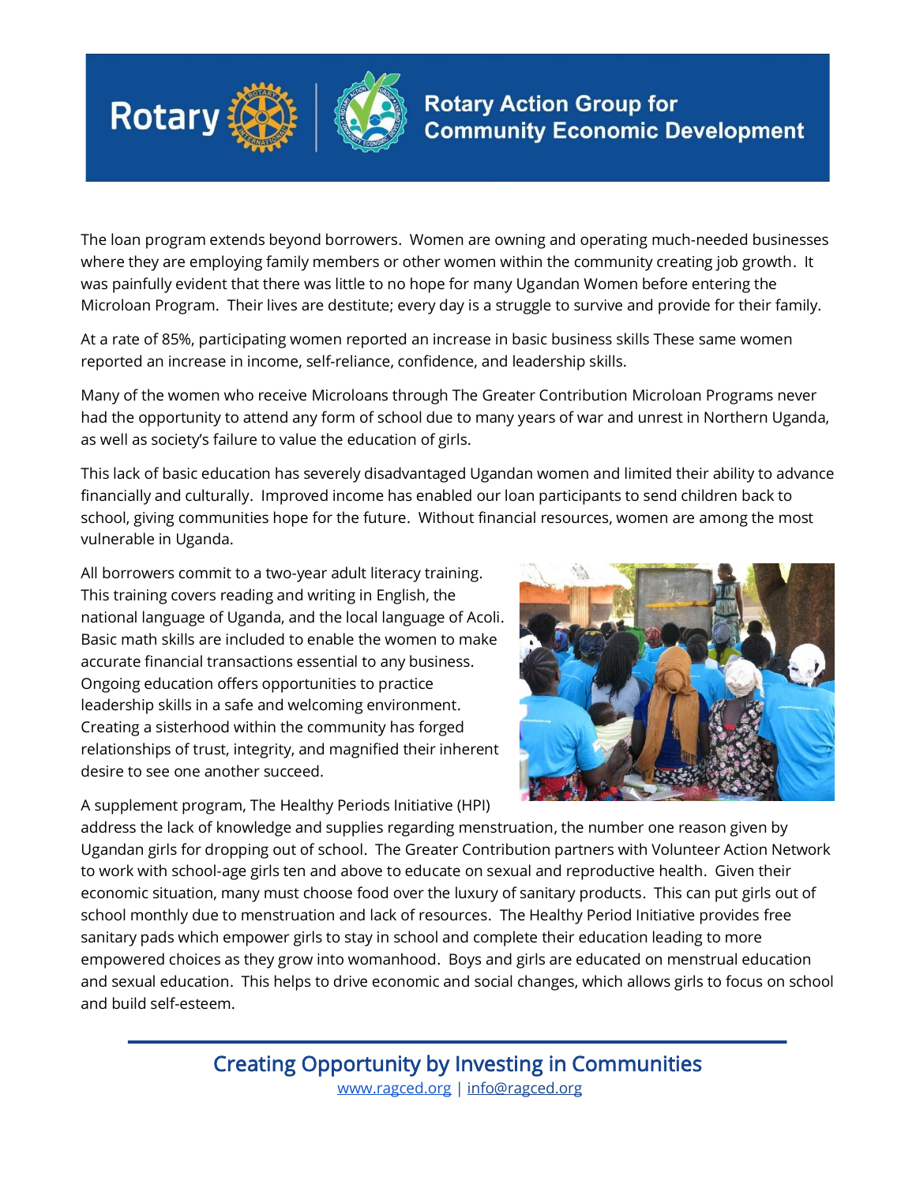The loan program extends beyond borrowers. Women are owning and operating much-needed businesses where they are employing family members or other women within the community creating job growth. It was painfully evident that there was little to no hope for many Ugandan Women before entering the Microloan Program. Their lives are destitute; every day is a struggle to survive and provide for their family.

At a rate of 85%, participating women reported an increase in basic business skills These same women reported an increase in income, self-reliance, confidence, and leadership skills.

Many of the women who receive Microloans through The Greater Contribution Microloan Programs never had the opportunity to attend any form of school due to many years of war and unrest in Northern Uganda, as well as society's failure to value the education of girls.

This lack of basic education has severely disadvantaged Ugandan women and limited their ability to advance financially and culturally. Improved income has enabled our loan participants to send children back to school, giving communities hope for the future. Without financial resources, women are among the most vulnerable in Uganda.

All borrowers commit to a two-year adult literacy training. This training covers reading and writing in English, the national language of Uganda, and the local language of Acoli. Basic math skills are included to enable the women to make accurate financial transactions essential to any business. Ongoing education offers opportunities to practice leadership skills in a safe and welcoming environment. Creating a sisterhood within the community has forged relationships of trust, integrity, and magnified their inherent desire to see one another succeed.

A supplement program, The Healthy Periods Initiative (HPI) address the lack of knowledge and supplies regarding menstruation, the number one reason given by Ugandan girls for dropping out of school. The Greater Contribution partners with Volunteer Action Network to work with school-age girls ten and above to educate on sexual and reproductive health. Given their economic situation, many must choose food over the luxury of sanitary products. This can put girls out of school monthly due to menstruation and lack of resources. The Healthy Period Initiative provides free sanitary pads which empower girls to stay in school and complete their education leading to more empowered choices as they grow into womanhood. Boys and girls are educated on menstrual education and sexual education. This helps to drive economic and social changes, which allows girls to focus on school and build self-esteem.